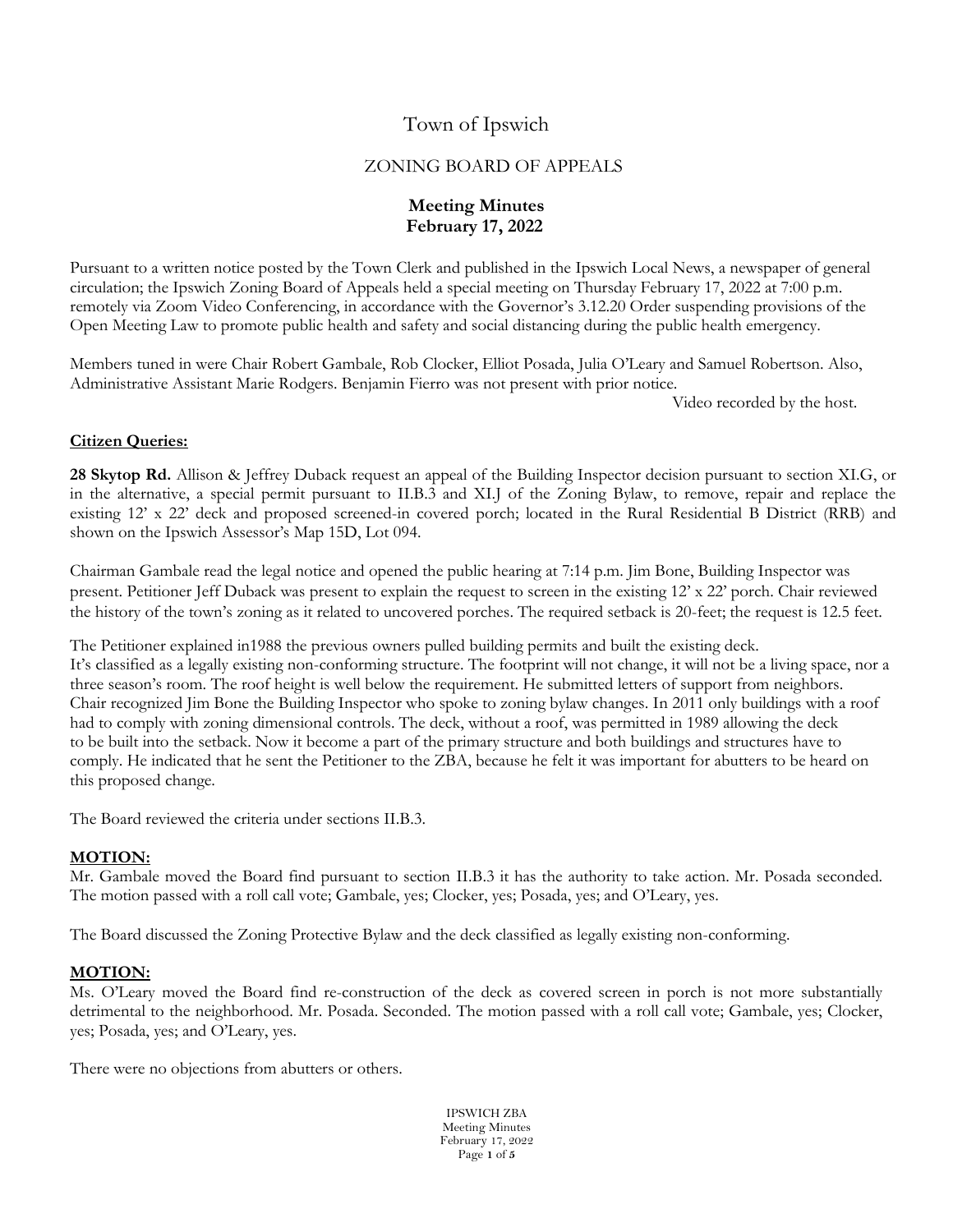# Town of Ipswich

## ZONING BOARD OF APPEALS

### Meeting Minutes February 17, 2022

Pursuant to a written notice posted by the Town Clerk and published in the Ipswich Local News, a newspaper of general circulation; the Ipswich Zoning Board of Appeals held a special meeting on Thursday February 17, 2022 at 7:00 p.m. remotely via Zoom Video Conferencing, in accordance with the Governor's 3.12.20 Order suspending provisions of the Open Meeting Law to promote public health and safety and social distancing during the public health emergency.

Members tuned in were Chair Robert Gambale, Rob Clocker, Elliot Posada, Julia O'Leary and Samuel Robertson. Also, Administrative Assistant Marie Rodgers. Benjamin Fierro was not present with prior notice.

Video recorded by the host.

**Citizen Queries:**

**28 Skytop Rd.** Allison & Jeffrey Duback request an appeal of the Building Inspector decision pursuant to section XI.G, or in the alternative, a special permit pursuant to II.B.3 and XI.J of the Zoning Bylaw, to remove, repair and replace the existing 12' x 22' deck and proposed screened-in covered porch; located in the Rural Residential B District (RRB) and shown on the Ipswich Assessor's Map 15D, Lot 094.

Chairman Gambale read the legal notice and opened the public hearing at 7:14 p.m. Jim Bone, Building Inspector was present. Petitioner Jeff Duback was present to explain the request to screen in the existing 12' x 22' porch. Chair reviewed the history of the town's zoning as it related to uncovered porches. The required setback is 20-feet; the request is 12.5 feet.

The Petitioner explained in1988 the previous owners pulled building permits and built the existing deck.
It's classified as a legally existing non-conforming structure. The footprint will not change, it will not be a living space, nor a three season's room. The roof height is well below the requirement. He submitted letters of support from neighbors. Chair recognized Jim Bone the Building Inspector who spoke to zoning bylaw changes. In 2011 only buildings with a roof had to comply with zoning dimensional controls. The deck, without a roof, was permitted in 1989 allowing the deck to be built into the setback. Now it become a part of the primary structure and both buildings and structures have to comply. He indicated that he sent the Petitioner to the ZBA, because he felt it was important for abutters to be heard on this proposed change.

The Board reviewed the criteria under sections II.B.3.

**MOTION:**
Mr. Gambale moved the Board find pursuant to section II.B.3 it has the authority to take action. Mr. Posada seconded. The motion passed with a roll call vote; Gambale, yes; Clocker, yes; Posada, yes; and O'Leary, yes.

The Board discussed the Zoning Protective Bylaw and the deck classified as legally existing non-conforming.

**MOTION:**
Ms. O'Leary moved the Board find re-construction of the deck as covered screen in porch is not more substantially detrimental to the neighborhood. Mr. Posada. Seconded. The motion passed with a roll call vote; Gambale, yes; Clocker, yes; Posada, yes; and O'Leary, yes.

There were no objections from abutters or others.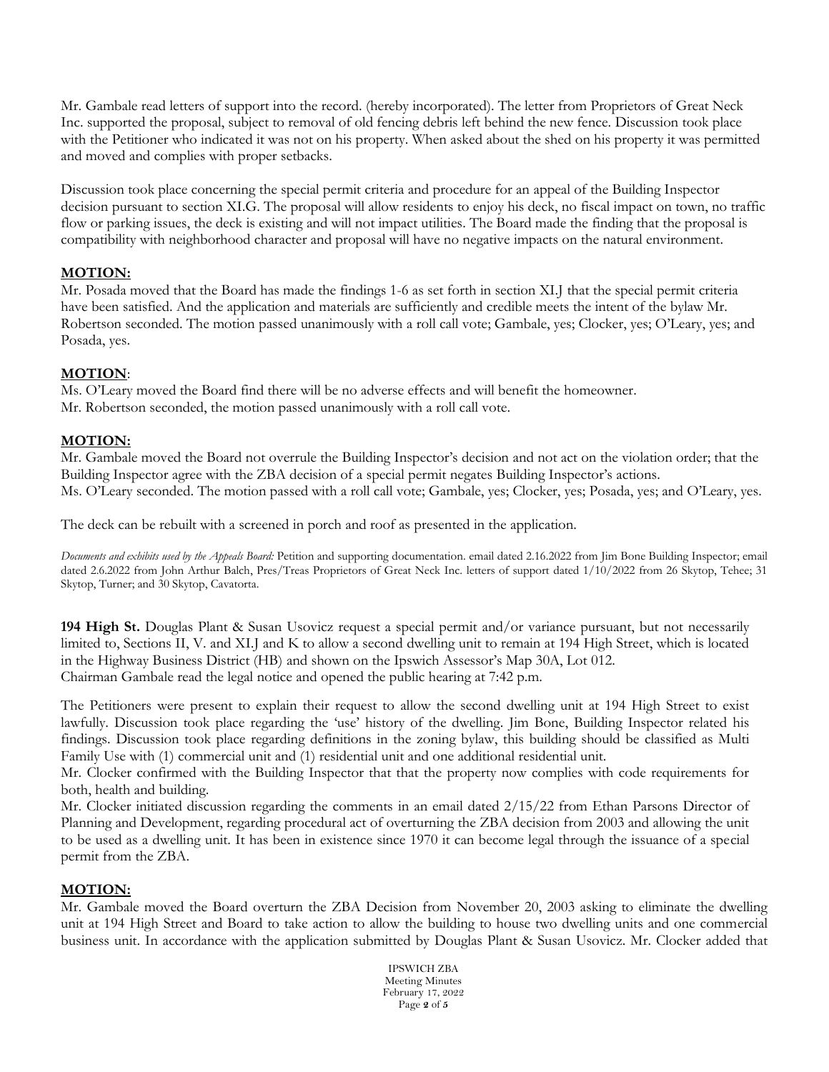Mr. Gambale read letters of support into the record. (hereby incorporated). The letter from Proprietors of Great Neck Inc. supported the proposal, subject to removal of old fencing debris left behind the new fence. Discussion took place with the Petitioner who indicated it was not on his property. When asked about the shed on his property it was permitted and moved and complies with proper setbacks.

Discussion took place concerning the special permit criteria and procedure for an appeal of the Building Inspector decision pursuant to section XI.G. The proposal will allow residents to enjoy his deck, no fiscal impact on town, no traffic flow or parking issues, the deck is existing and will not impact utilities. The Board made the finding that the proposal is compatibility with neighborhood character and proposal will have no negative impacts on the natural environment.

**MOTION:**

Mr. Posada moved that the Board has made the findings 1-6 as set forth in section XI.J that the special permit criteria have been satisfied. And the application and materials are sufficiently and credible meets the intent of the bylaw Mr. Robertson seconded. The motion passed unanimously with a roll call vote; Gambale, yes; Clocker, yes; O'Leary, yes; and Posada, yes.

**MOTION**:

Ms. O'Leary moved the Board find there will be no adverse effects and will benefit the homeowner.
Mr. Robertson seconded, the motion passed unanimously with a roll call vote.

**MOTION:**

Mr. Gambale moved the Board not overrule the Building Inspector's decision and not act on the violation order; that the Building Inspector agree with the ZBA decision of a special permit negates Building Inspector's actions.
Ms. O'Leary seconded. The motion passed with a roll call vote; Gambale, yes; Clocker, yes; Posada, yes; and O'Leary, yes.

The deck can be rebuilt with a screened in porch and roof as presented in the application.

*Documents and exhibits used by the Appeals Board:* Petition and supporting documentation. email dated 2.16.2022 from Jim Bone Building Inspector; email dated 2.6.2022 from John Arthur Balch, Pres/Treas Proprietors of Great Neck Inc. letters of support dated 1/10/2022 from 26 Skytop, Tehee; 31 Skytop, Turner; and 30 Skytop, Cavatorta.

**194 High St.** Douglas Plant & Susan Usovicz request a special permit and/or variance pursuant, but not necessarily limited to, Sections II, V. and XI.J and K to allow a second dwelling unit to remain at 194 High Street, which is located in the Highway Business District (HB) and shown on the Ipswich Assessor's Map 30A, Lot 012.
Chairman Gambale read the legal notice and opened the public hearing at 7:42 p.m.

The Petitioners were present to explain their request to allow the second dwelling unit at 194 High Street to exist lawfully. Discussion took place regarding the 'use' history of the dwelling. Jim Bone, Building Inspector related his findings. Discussion took place regarding definitions in the zoning bylaw, this building should be classified as Multi Family Use with (1) commercial unit and (1) residential unit and one additional residential unit.
Mr. Clocker confirmed with the Building Inspector that that the property now complies with code requirements for both, health and building.
Mr. Clocker initiated discussion regarding the comments in an email dated 2/15/22 from Ethan Parsons Director of Planning and Development, regarding procedural act of overturning the ZBA decision from 2003 and allowing the unit to be used as a dwelling unit. It has been in existence since 1970 it can become legal through the issuance of a special permit from the ZBA.

**MOTION:**

Mr. Gambale moved the Board overturn the ZBA Decision from November 20, 2003 asking to eliminate the dwelling unit at 194 High Street and Board to take action to allow the building to house two dwelling units and one commercial business unit. In accordance with the application submitted by Douglas Plant & Susan Usovicz. Mr. Clocker added that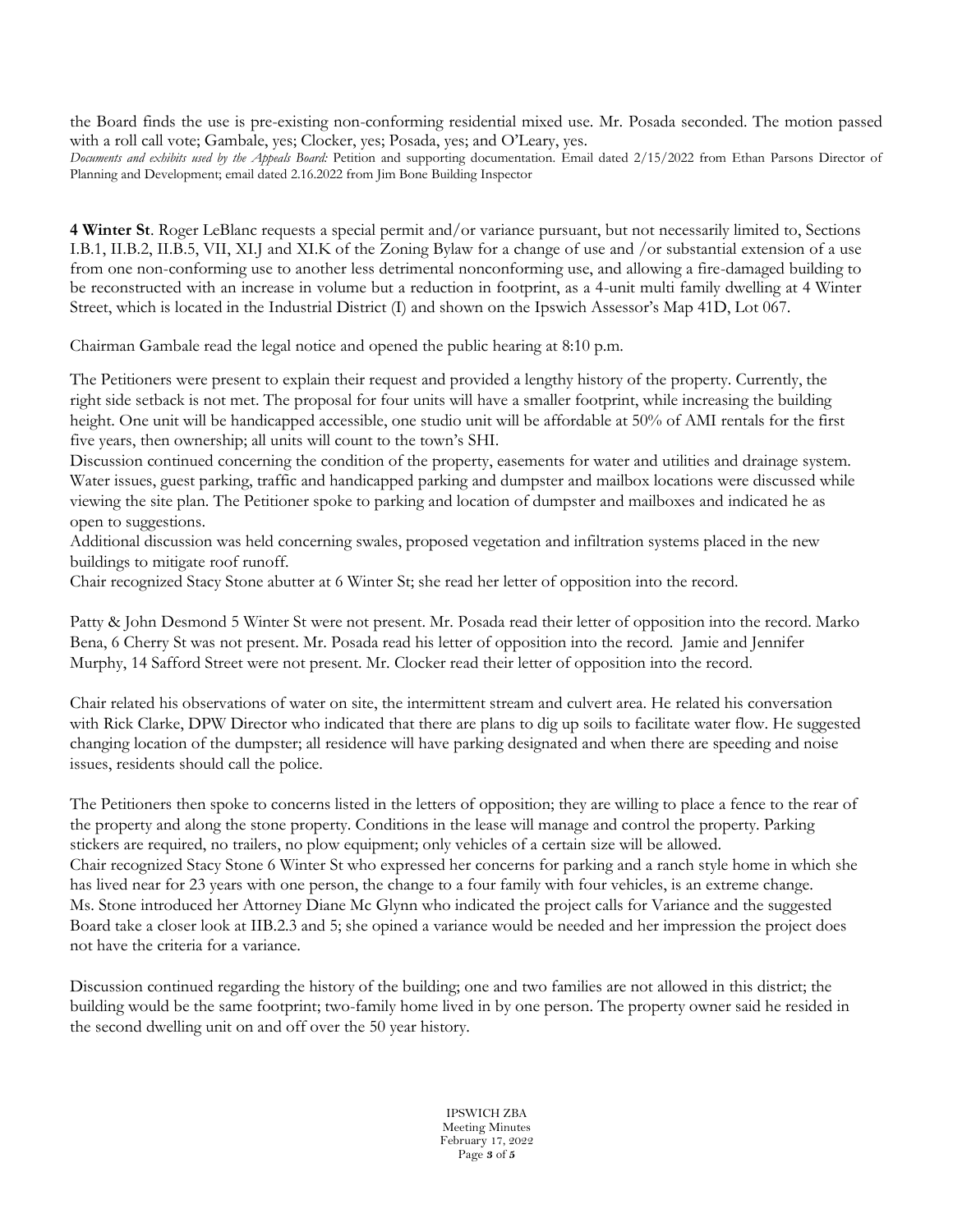the Board finds the use is pre-existing non-conforming residential mixed use. Mr. Posada seconded. The motion passed with a roll call vote; Gambale, yes; Clocker, yes; Posada, yes; and O'Leary, yes.

*Documents and exhibits used by the Appeals Board:* Petition and supporting documentation. Email dated 2/15/2022 from Ethan Parsons Director of Planning and Development; email dated 2.16.2022 from Jim Bone Building Inspector

**4 Winter St**. Roger LeBlanc requests a special permit and/or variance pursuant, but not necessarily limited to, Sections I.B.1, II.B.2, II.B.5, VII, XI.J and XI.K of the Zoning Bylaw for a change of use and /or substantial extension of a use from one non-conforming use to another less detrimental nonconforming use, and allowing a fire-damaged building to be reconstructed with an increase in volume but a reduction in footprint, as a 4-unit multi family dwelling at 4 Winter Street, which is located in the Industrial District (I) and shown on the Ipswich Assessor's Map 41D, Lot 067.

Chairman Gambale read the legal notice and opened the public hearing at 8:10 p.m.

The Petitioners were present to explain their request and provided a lengthy history of the property. Currently, the right side setback is not met. The proposal for four units will have a smaller footprint, while increasing the building height. One unit will be handicapped accessible, one studio unit will be affordable at 50% of AMI rentals for the first five years, then ownership; all units will count to the town's SHI.

Discussion continued concerning the condition of the property, easements for water and utilities and drainage system. Water issues, guest parking, traffic and handicapped parking and dumpster and mailbox locations were discussed while viewing the site plan. The Petitioner spoke to parking and location of dumpster and mailboxes and indicated he as open to suggestions.

Additional discussion was held concerning swales, proposed vegetation and infiltration systems placed in the new buildings to mitigate roof runoff.

Chair recognized Stacy Stone abutter at 6 Winter St; she read her letter of opposition into the record.

Patty & John Desmond 5 Winter St were not present. Mr. Posada read their letter of opposition into the record. Marko Bena, 6 Cherry St was not present. Mr. Posada read his letter of opposition into the record. Jamie and Jennifer Murphy, 14 Safford Street were not present. Mr. Clocker read their letter of opposition into the record.

Chair related his observations of water on site, the intermittent stream and culvert area. He related his conversation with Rick Clarke, DPW Director who indicated that there are plans to dig up soils to facilitate water flow. He suggested changing location of the dumpster; all residence will have parking designated and when there are speeding and noise issues, residents should call the police.

The Petitioners then spoke to concerns listed in the letters of opposition; they are willing to place a fence to the rear of the property and along the stone property. Conditions in the lease will manage and control the property. Parking stickers are required, no trailers, no plow equipment; only vehicles of a certain size will be allowed.

Chair recognized Stacy Stone 6 Winter St who expressed her concerns for parking and a ranch style home in which she has lived near for 23 years with one person, the change to a four family with four vehicles, is an extreme change. Ms. Stone introduced her Attorney Diane Mc Glynn who indicated the project calls for Variance and the suggested Board take a closer look at IIB.2.3 and 5; she opined a variance would be needed and her impression the project does not have the criteria for a variance.

Discussion continued regarding the history of the building; one and two families are not allowed in this district; the building would be the same footprint; two-family home lived in by one person. The property owner said he resided in the second dwelling unit on and off over the 50 year history.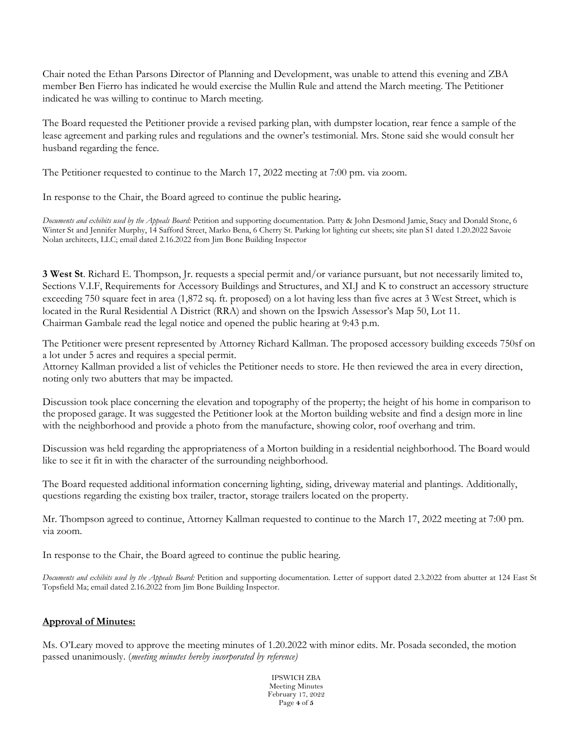Chair noted the Ethan Parsons Director of Planning and Development, was unable to attend this evening and ZBA member Ben Fierro has indicated he would exercise the Mullin Rule and attend the March meeting. The Petitioner indicated he was willing to continue to March meeting.

The Board requested the Petitioner provide a revised parking plan, with dumpster location, rear fence a sample of the lease agreement and parking rules and regulations and the owner's testimonial. Mrs. Stone said she would consult her husband regarding the fence.

The Petitioner requested to continue to the March 17, 2022 meeting at 7:00 pm. via zoom.

In response to the Chair, the Board agreed to continue the public hearing**.**

*Documents and exhibits used by the Appeals Board:* Petition and supporting documentation. Patty & John Desmond Jamie, Stacy and Donald Stone, 6 Winter St and Jennifer Murphy, 14 Safford Street, Marko Bena, 6 Cherry St. Parking lot lighting cut sheets; site plan S1 dated 1.20.2022 Savoie Nolan architects, LLC; email dated 2.16.2022 from Jim Bone Building Inspector

**3 West St**. Richard E. Thompson, Jr. requests a special permit and/or variance pursuant, but not necessarily limited to, Sections V.I.F, Requirements for Accessory Buildings and Structures, and XI.J and K to construct an accessory structure exceeding 750 square feet in area (1,872 sq. ft. proposed) on a lot having less than five acres at 3 West Street, which is located in the Rural Residential A District (RRA) and shown on the Ipswich Assessor's Map 50, Lot 11.
Chairman Gambale read the legal notice and opened the public hearing at 9:43 p.m.

The Petitioner were present represented by Attorney Richard Kallman. The proposed accessory building exceeds 750sf on a lot under 5 acres and requires a special permit.
Attorney Kallman provided a list of vehicles the Petitioner needs to store. He then reviewed the area in every direction, noting only two abutters that may be impacted.

Discussion took place concerning the elevation and topography of the property; the height of his home in comparison to the proposed garage. It was suggested the Petitioner look at the Morton building website and find a design more in line with the neighborhood and provide a photo from the manufacture, showing color, roof overhang and trim.

Discussion was held regarding the appropriateness of a Morton building in a residential neighborhood. The Board would like to see it fit in with the character of the surrounding neighborhood.

The Board requested additional information concerning lighting, siding, driveway material and plantings. Additionally, questions regarding the existing box trailer, tractor, storage trailers located on the property.

Mr. Thompson agreed to continue, Attorney Kallman requested to continue to the March 17, 2022 meeting at 7:00 pm. via zoom.

In response to the Chair, the Board agreed to continue the public hearing.

*Documents and exhibits used by the Appeals Board:* Petition and supporting documentation. Letter of support dated 2.3.2022 from abutter at 124 East St Topsfield Ma; email dated 2.16.2022 from Jim Bone Building Inspector.

**Approval of Minutes:**

Ms. O'Leary moved to approve the meeting minutes of 1.20.2022 with minor edits. Mr. Posada seconded, the motion passed unanimously. (*meeting minutes hereby incorporated by reference)*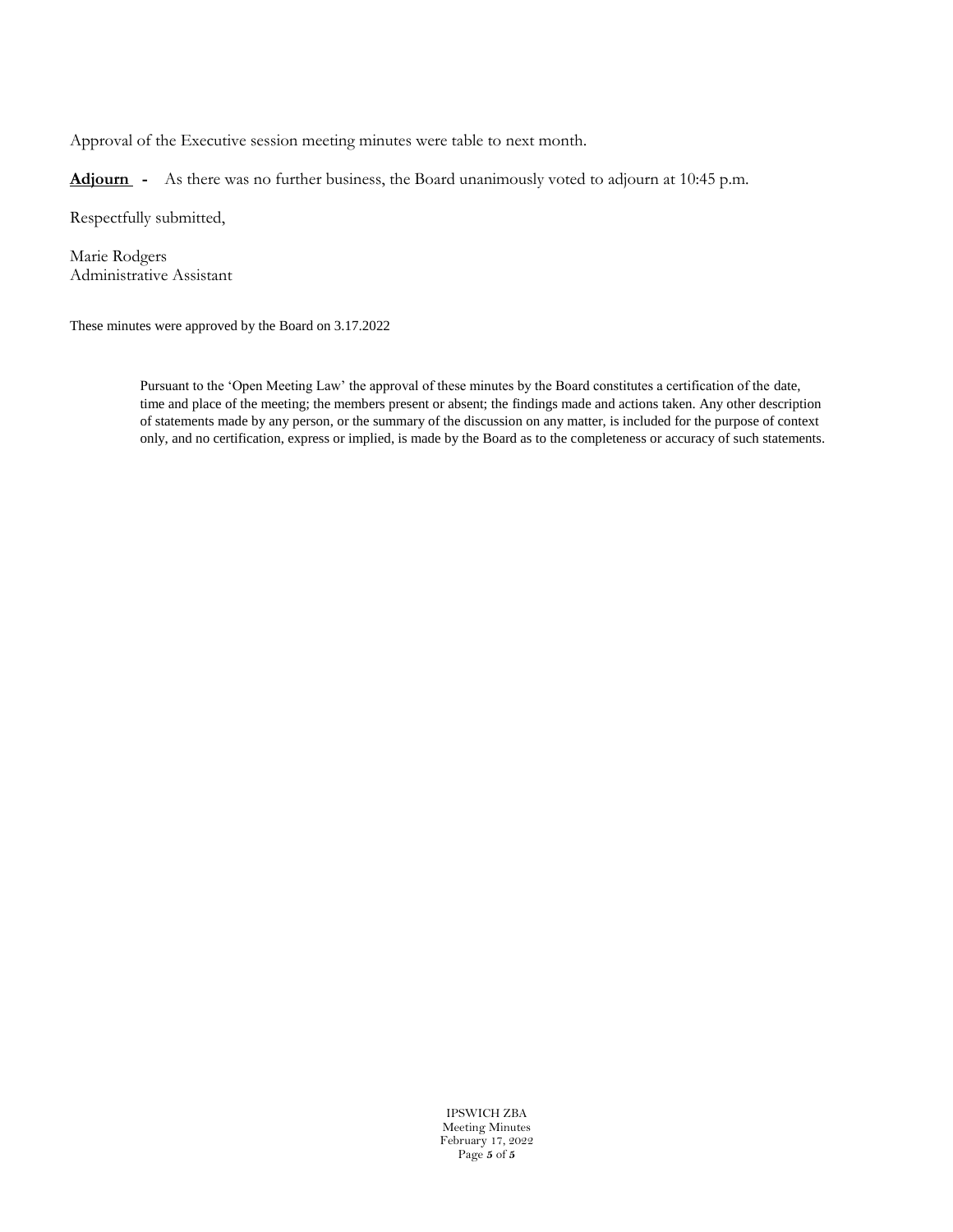Approval of the Executive session meeting minutes were table to next month.

**Adjourn** - As there was no further business, the Board unanimously voted to adjourn at 10:45 p.m.

Respectfully submitted,

Marie Rodgers
Administrative Assistant

These minutes were approved by the Board on 3.17.2022

Pursuant to the 'Open Meeting Law' the approval of these minutes by the Board constitutes a certification of the date, time and place of the meeting; the members present or absent; the findings made and actions taken. Any other description of statements made by any person, or the summary of the discussion on any matter, is included for the purpose of context only, and no certification, express or implied, is made by the Board as to the completeness or accuracy of such statements.